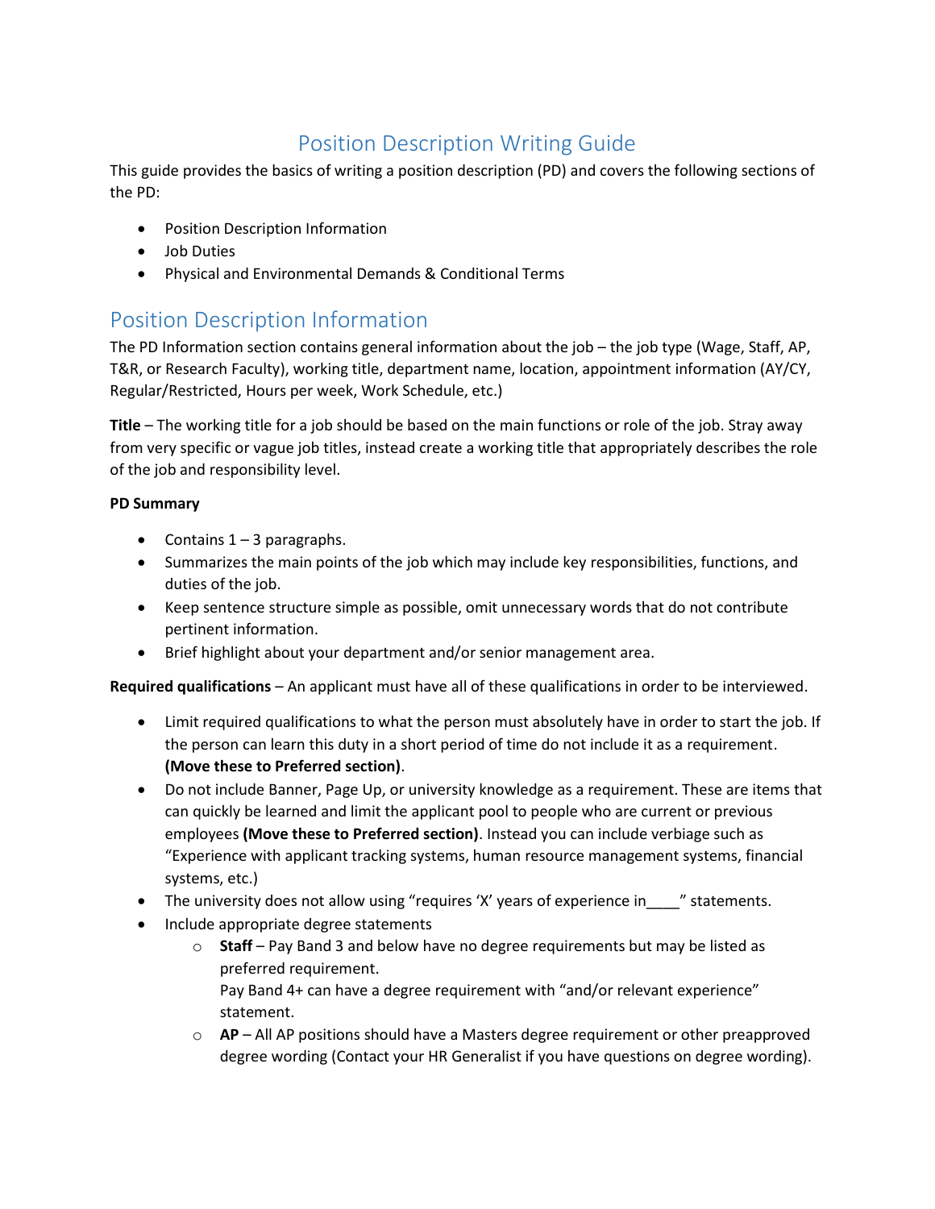# Position Description Writing Guide

This guide provides the basics of writing a position description (PD) and covers the following sections of the PD:

- Position Description Information
- Job Duties
- Physical and Environmental Demands & Conditional Terms

## Position Description Information

The PD Information section contains general information about the job – the job type (Wage, Staff, AP, T&R, or Research Faculty), working title, department name, location, appointment information (AY/CY, Regular/Restricted, Hours per week, Work Schedule, etc.)

**Title** – The working title for a job should be based on the main functions or role of the job. Stray away from very specific or vague job titles, instead create a working title that appropriately describes the role of the job and responsibility level.

**PD Summary**

- Contains 1 – 3 paragraphs.
- Summarizes the main points of the job which may include key responsibilities, functions, and duties of the job.
- Keep sentence structure simple as possible, omit unnecessary words that do not contribute pertinent information.
- Brief highlight about your department and/or senior management area.

**Required qualifications** – An applicant must have all of these qualifications in order to be interviewed.

- Limit required qualifications to what the person must absolutely have in order to start the job. If the person can learn this duty in a short period of time do not include it as a requirement. **(Move these to Preferred section)**.
- Do not include Banner, Page Up, or university knowledge as a requirement. These are items that can quickly be learned and limit the applicant pool to people who are current or previous employees **(Move these to Preferred section)**. Instead you can include verbiage such as "Experience with applicant tracking systems, human resource management systems, financial systems, etc.)
- The university does not allow using "requires 'X' years of experience in____" statements.
- Include appropriate degree statements
  - **Staff** – Pay Band 3 and below have no degree requirements but may be listed as preferred requirement.
    Pay Band 4+ can have a degree requirement with "and/or relevant experience" statement.
  - **AP** – All AP positions should have a Masters degree requirement or other preapproved degree wording (Contact your HR Generalist if you have questions on degree wording).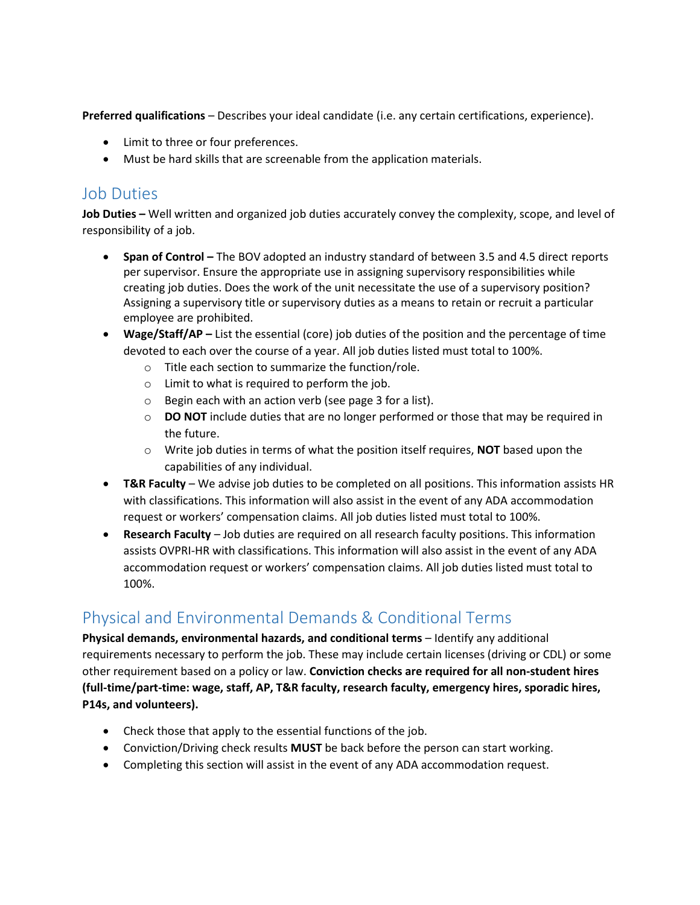**Preferred qualifications** – Describes your ideal candidate (i.e. any certain certifications, experience).

- Limit to three or four preferences.
- Must be hard skills that are screenable from the application materials.

## Job Duties

**Job Duties –** Well written and organized job duties accurately convey the complexity, scope, and level of responsibility of a job.

- **Span of Control –** The BOV adopted an industry standard of between 3.5 and 4.5 direct reports per supervisor. Ensure the appropriate use in assigning supervisory responsibilities while creating job duties. Does the work of the unit necessitate the use of a supervisory position? Assigning a supervisory title or supervisory duties as a means to retain or recruit a particular employee are prohibited.
- **Wage/Staff/AP –** List the essential (core) job duties of the position and the percentage of time devoted to each over the course of a year. All job duties listed must total to 100%.
    - Title each section to summarize the function/role.
    - Limit to what is required to perform the job.
    - Begin each with an action verb (see page 3 for a list).
    - **DO NOT** include duties that are no longer performed or those that may be required in the future.
    - Write job duties in terms of what the position itself requires, **NOT** based upon the capabilities of any individual.
- **T&R Faculty** – We advise job duties to be completed on all positions. This information assists HR with classifications. This information will also assist in the event of any ADA accommodation request or workers' compensation claims. All job duties listed must total to 100%.
- **Research Faculty** – Job duties are required on all research faculty positions. This information assists OVPRI-HR with classifications. This information will also assist in the event of any ADA accommodation request or workers' compensation claims. All job duties listed must total to 100%.

## Physical and Environmental Demands & Conditional Terms

**Physical demands, environmental hazards, and conditional terms** – Identify any additional requirements necessary to perform the job. These may include certain licenses (driving or CDL) or some other requirement based on a policy or law. **Conviction checks are required for all non-student hires (full-time/part-time: wage, staff, AP, T&R faculty, research faculty, emergency hires, sporadic hires, P14s, and volunteers).**

- Check those that apply to the essential functions of the job.
- Conviction/Driving check results **MUST** be back before the person can start working.
- Completing this section will assist in the event of any ADA accommodation request.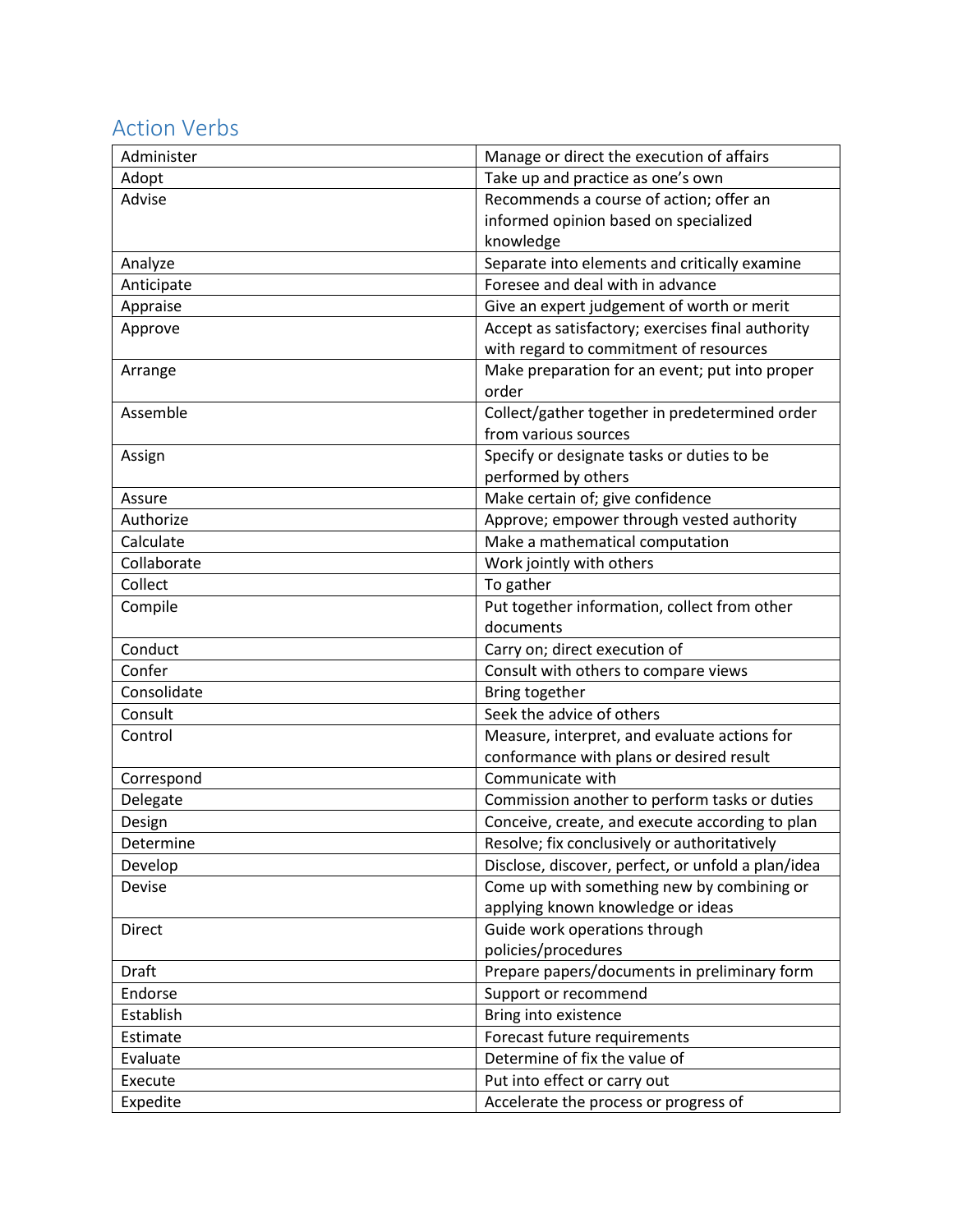## Action Verbs

| Administer | Manage or direct the execution of affairs |
|---|---|
| Adopt | Take up and practice as one's own |
| Advise | Recommends a course of action; offer an informed opinion based on specialized knowledge |
| Analyze | Separate into elements and critically examine |
| Anticipate | Foresee and deal with in advance |
| Appraise | Give an expert judgement of worth or merit |
| Approve | Accept as satisfactory; exercises final authority with regard to commitment of resources |
| Arrange | Make preparation for an event; put into proper order |
| Assemble | Collect/gather together in predetermined order from various sources |
| Assign | Specify or designate tasks or duties to be performed by others |
| Assure | Make certain of; give confidence |
| Authorize | Approve; empower through vested authority |
| Calculate | Make a mathematical computation |
| Collaborate | Work jointly with others |
| Collect | To gather |
| Compile | Put together information, collect from other documents |
| Conduct | Carry on; direct execution of |
| Confer | Consult with others to compare views |
| Consolidate | Bring together |
| Consult | Seek the advice of others |
| Control | Measure, interpret, and evaluate actions for conformance with plans or desired result |
| Correspond | Communicate with |
| Delegate | Commission another to perform tasks or duties |
| Design | Conceive, create, and execute according to plan |
| Determine | Resolve; fix conclusively or authoritatively |
| Develop | Disclose, discover, perfect, or unfold a plan/idea |
| Devise | Come up with something new by combining or applying known knowledge or ideas |
| Direct | Guide work operations through policies/procedures |
| Draft | Prepare papers/documents in preliminary form |
| Endorse | Support or recommend |
| Establish | Bring into existence |
| Estimate | Forecast future requirements |
| Evaluate | Determine of fix the value of |
| Execute | Put into effect or carry out |
| Expedite | Accelerate the process or progress of |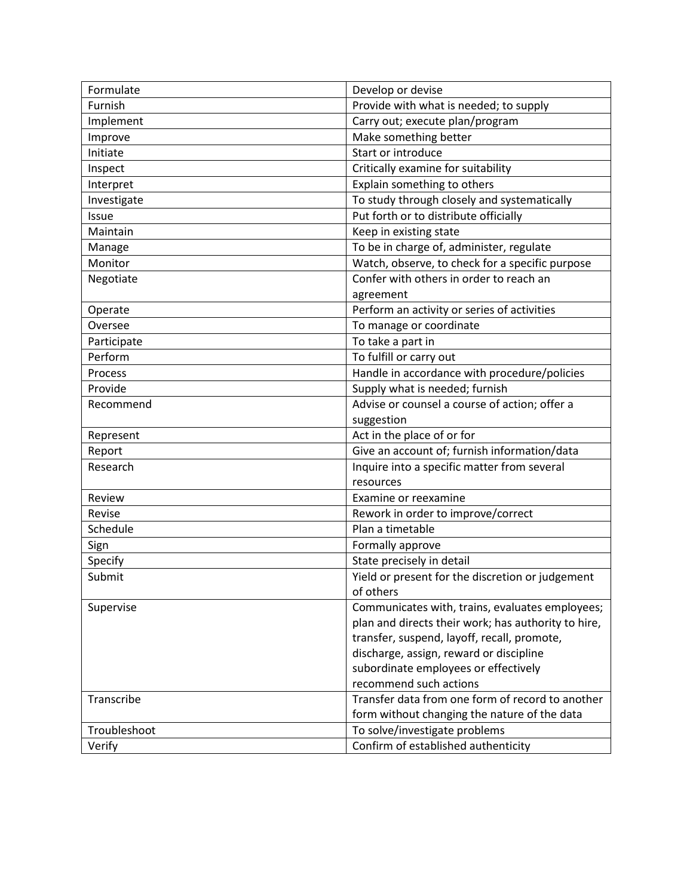| | |
|---|---|
| Formulate | Develop or devise |
| Furnish | Provide with what is needed; to supply |
| Implement | Carry out; execute plan/program |
| Improve | Make something better |
| Initiate | Start or introduce |
| Inspect | Critically examine for suitability |
| Interpret | Explain something to others |
| Investigate | To study through closely and systematically |
| Issue | Put forth or to distribute officially |
| Maintain | Keep in existing state |
| Manage | To be in charge of, administer, regulate |
| Monitor | Watch, observe, to check for a specific purpose |
| Negotiate | Confer with others in order to reach an agreement |
| Operate | Perform an activity or series of activities |
| Oversee | To manage or coordinate |
| Participate | To take a part in |
| Perform | To fulfill or carry out |
| Process | Handle in accordance with procedure/policies |
| Provide | Supply what is needed; furnish |
| Recommend | Advise or counsel a course of action; offer a suggestion |
| Represent | Act in the place of or for |
| Report | Give an account of; furnish information/data |
| Research | Inquire into a specific matter from several resources |
| Review | Examine or reexamine |
| Revise | Rework in order to improve/correct |
| Schedule | Plan a timetable |
| Sign | Formally approve |
| Specify | State precisely in detail |
| Submit | Yield or present for the discretion or judgement of others |
| Supervise | Communicates with, trains, evaluates employees; plan and directs their work; has authority to hire, transfer, suspend, layoff, recall, promote, discharge, assign, reward or discipline subordinate employees or effectively recommend such actions |
| Transcribe | Transfer data from one form of record to another form without changing the nature of the data |
| Troubleshoot | To solve/investigate problems |
| Verify | Confirm of established authenticity |